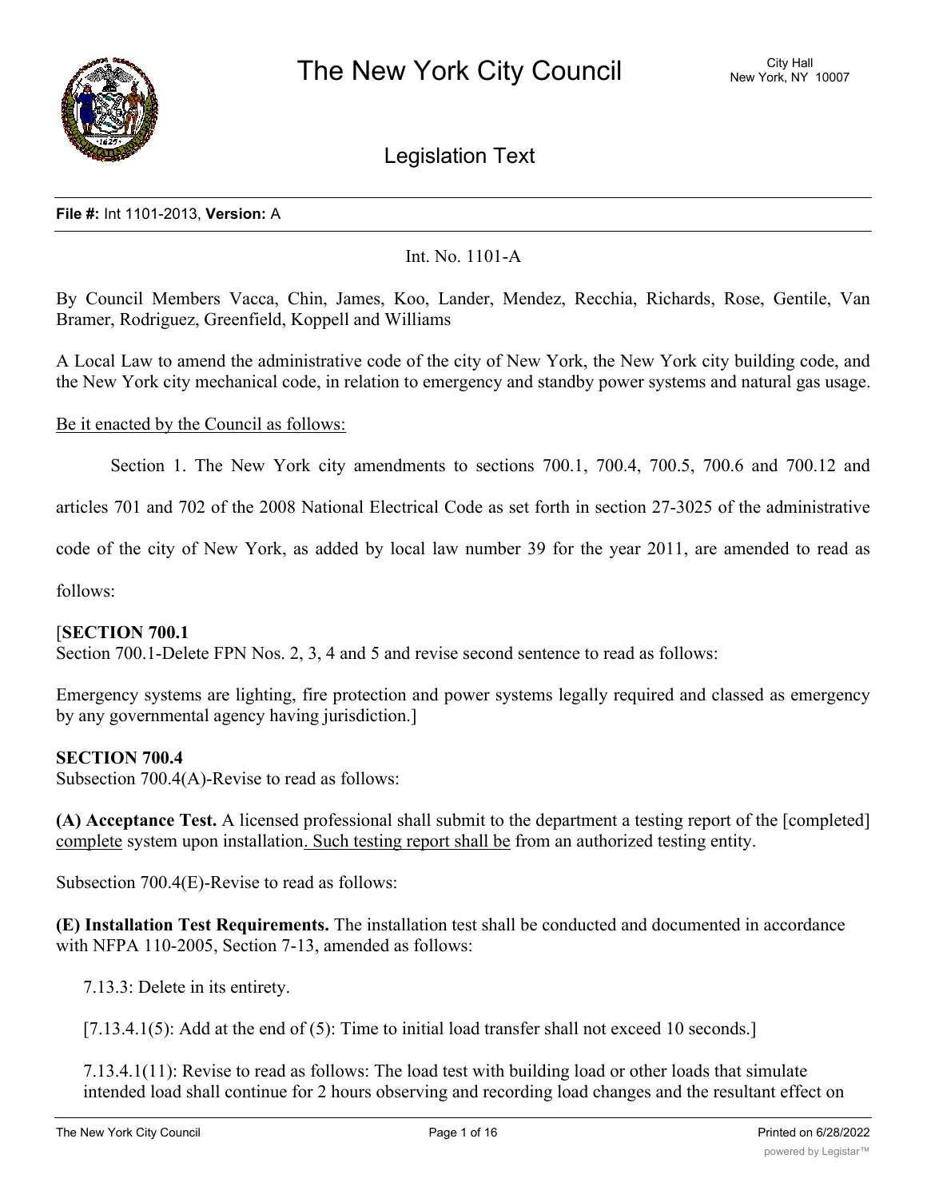**File #:** Int 1101-2013, **Version:** A

Int. No. 1101-A

By Council Members Vacca, Chin, James, Koo, Lander, Mendez, Recchia, Richards, Rose, Gentile, Van Bramer, Rodriguez, Greenfield, Koppell and Williams

A Local Law to amend the administrative code of the city of New York, the New York city building code, and the New York city mechanical code, in relation to emergency and standby power systems and natural gas usage.

<u>Be it enacted by the Council as follows:</u>

Section 1. The New York city amendments to sections 700.1, 700.4, 700.5, 700.6 and 700.12 and articles 701 and 702 of the 2008 National Electrical Code as set forth in section 27-3025 of the administrative code of the city of New York, as added by local law number 39 for the year 2011, are amended to read as follows:

[**SECTION 700.1**
Section 700.1-Delete FPN Nos. 2, 3, 4 and 5 and revise second sentence to read as follows:

Emergency systems are lighting, fire protection and power systems legally required and classed as emergency by any governmental agency having jurisdiction.]

**SECTION 700.4**
Subsection 700.4(A)-Revise to read as follows:

**(A) Acceptance Test.** A licensed professional shall submit to the department a testing report of the [completed] <u>complete</u> system upon installation<u>. Such testing report shall be</u> from an authorized testing entity.

Subsection 700.4(E)-Revise to read as follows:

**(E) Installation Test Requirements.** The installation test shall be conducted and documented in accordance with NFPA 110-2005, Section 7-13, amended as follows:

7.13.3: Delete in its entirety.

[7.13.4.1(5): Add at the end of (5): Time to initial load transfer shall not exceed 10 seconds.]

7.13.4.1(11): Revise to read as follows: The load test with building load or other loads that simulate intended load shall continue for 2 hours observing and recording load changes and the resultant effect on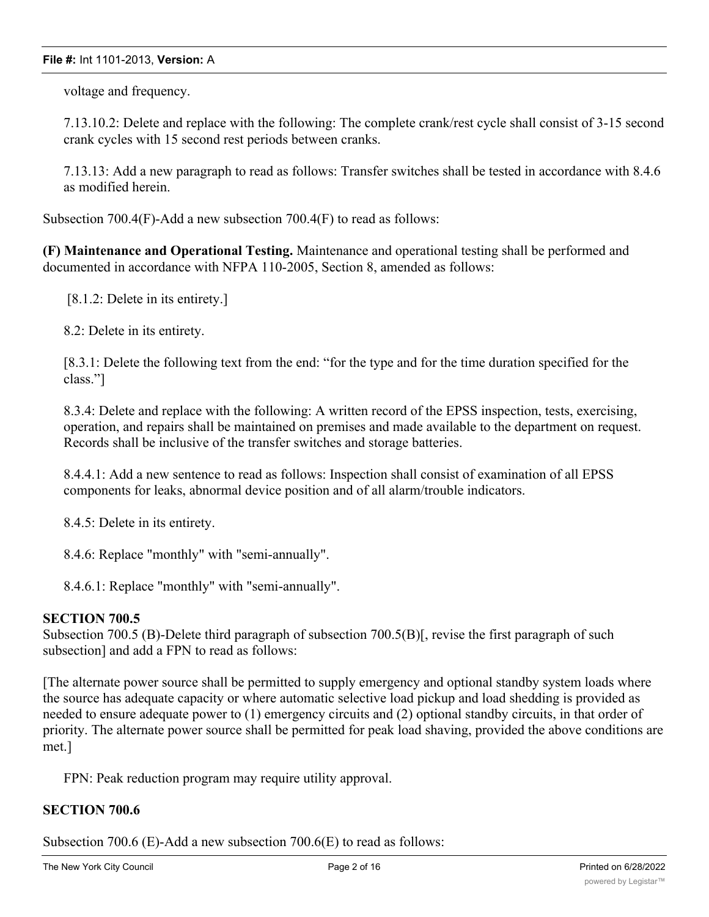voltage and frequency.

7.13.10.2: Delete and replace with the following: The complete crank/rest cycle shall consist of 3-15 second crank cycles with 15 second rest periods between cranks.

7.13.13: Add a new paragraph to read as follows: Transfer switches shall be tested in accordance with 8.4.6 as modified herein.

Subsection 700.4(F)-Add a new subsection 700.4(F) to read as follows:

**(F) Maintenance and Operational Testing.** Maintenance and operational testing shall be performed and documented in accordance with NFPA 110-2005, Section 8, amended as follows:

[8.1.2: Delete in its entirety.]

8.2: Delete in its entirety.

[8.3.1: Delete the following text from the end: "for the type and for the time duration specified for the class."]

8.3.4: Delete and replace with the following: A written record of the EPSS inspection, tests, exercising, operation, and repairs shall be maintained on premises and made available to the department on request. Records shall be inclusive of the transfer switches and storage batteries.

8.4.4.1: Add a new sentence to read as follows: Inspection shall consist of examination of all EPSS components for leaks, abnormal device position and of all alarm/trouble indicators.

8.4.5: Delete in its entirety.

8.4.6: Replace "monthly" with "semi-annually".

8.4.6.1: Replace "monthly" with "semi-annually".

**SECTION 700.5**

Subsection 700.5 (B)-Delete third paragraph of subsection 700.5(B)[, revise the first paragraph of such subsection] and add a FPN to read as follows:

[The alternate power source shall be permitted to supply emergency and optional standby system loads where the source has adequate capacity or where automatic selective load pickup and load shedding is provided as needed to ensure adequate power to (1) emergency circuits and (2) optional standby circuits, in that order of priority. The alternate power source shall be permitted for peak load shaving, provided the above conditions are met.]

FPN: Peak reduction program may require utility approval.

**SECTION 700.6**

Subsection 700.6 (E)-Add a new subsection 700.6(E) to read as follows: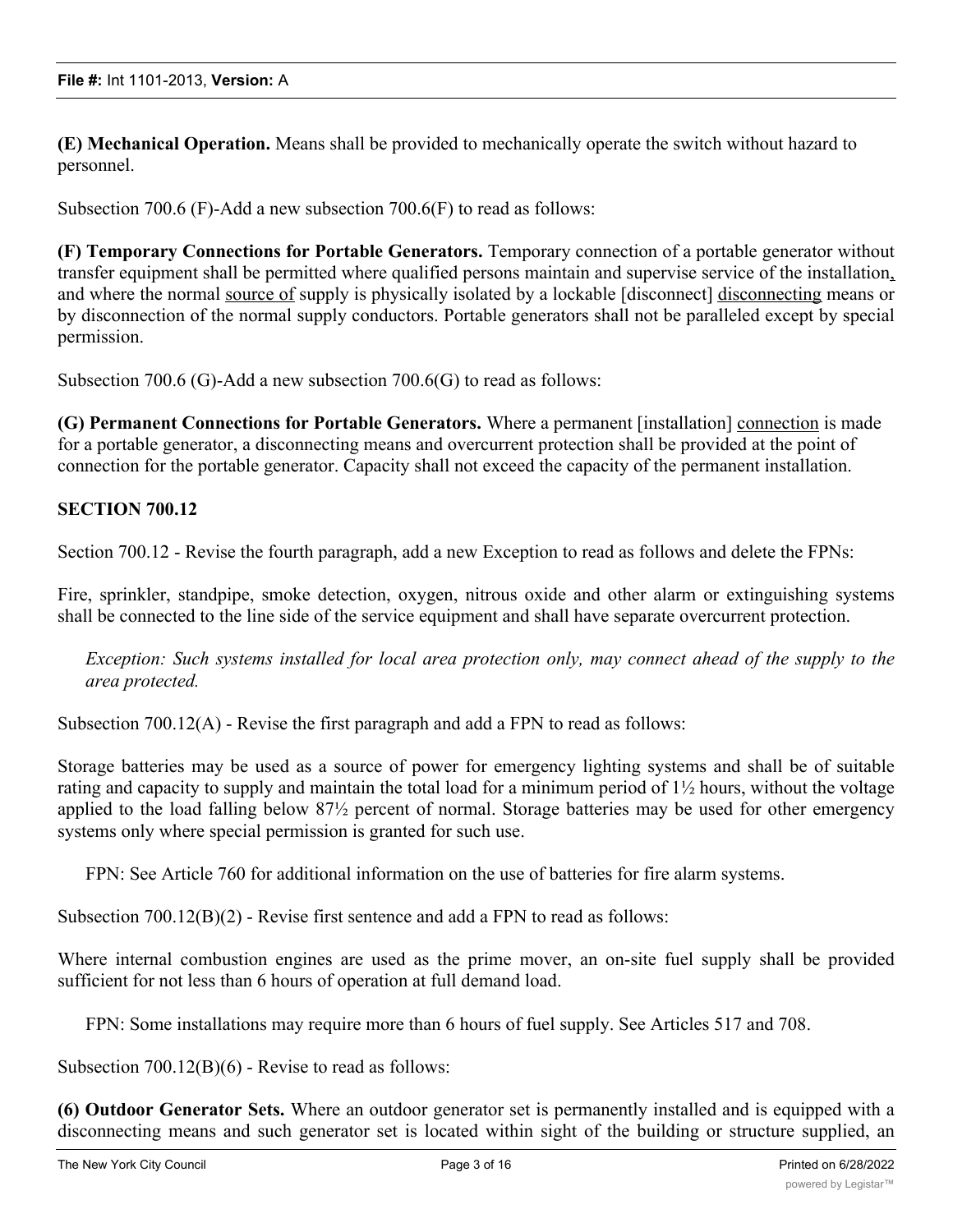**(E) Mechanical Operation.** Means shall be provided to mechanically operate the switch without hazard to personnel.

Subsection 700.6 (F)-Add a new subsection 700.6(F) to read as follows:

**(F) Temporary Connections for Portable Generators.** Temporary connection of a portable generator without transfer equipment shall be permitted where qualified persons maintain and supervise service of the installation, and where the normal source of supply is physically isolated by a lockable [disconnect] disconnecting means or by disconnection of the normal supply conductors. Portable generators shall not be paralleled except by special permission.

Subsection 700.6 (G)-Add a new subsection 700.6(G) to read as follows:

**(G) Permanent Connections for Portable Generators.** Where a permanent [installation] connection is made for a portable generator, a disconnecting means and overcurrent protection shall be provided at the point of connection for the portable generator. Capacity shall not exceed the capacity of the permanent installation.

**SECTION 700.12**

Section 700.12 - Revise the fourth paragraph, add a new Exception to read as follows and delete the FPNs:

Fire, sprinkler, standpipe, smoke detection, oxygen, nitrous oxide and other alarm or extinguishing systems shall be connected to the line side of the service equipment and shall have separate overcurrent protection.

> *Exception: Such systems installed for local area protection only, may connect ahead of the supply to the area protected.*

Subsection 700.12(A) - Revise the first paragraph and add a FPN to read as follows:

Storage batteries may be used as a source of power for emergency lighting systems and shall be of suitable rating and capacity to supply and maintain the total load for a minimum period of 1½ hours, without the voltage applied to the load falling below 87½ percent of normal. Storage batteries may be used for other emergency systems only where special permission is granted for such use.

> FPN: See Article 760 for additional information on the use of batteries for fire alarm systems.

Subsection 700.12(B)(2) - Revise first sentence and add a FPN to read as follows:

Where internal combustion engines are used as the prime mover, an on-site fuel supply shall be provided sufficient for not less than 6 hours of operation at full demand load.

> FPN: Some installations may require more than 6 hours of fuel supply. See Articles 517 and 708.

Subsection 700.12(B)(6) - Revise to read as follows:

**(6) Outdoor Generator Sets.** Where an outdoor generator set is permanently installed and is equipped with a disconnecting means and such generator set is located within sight of the building or structure supplied, an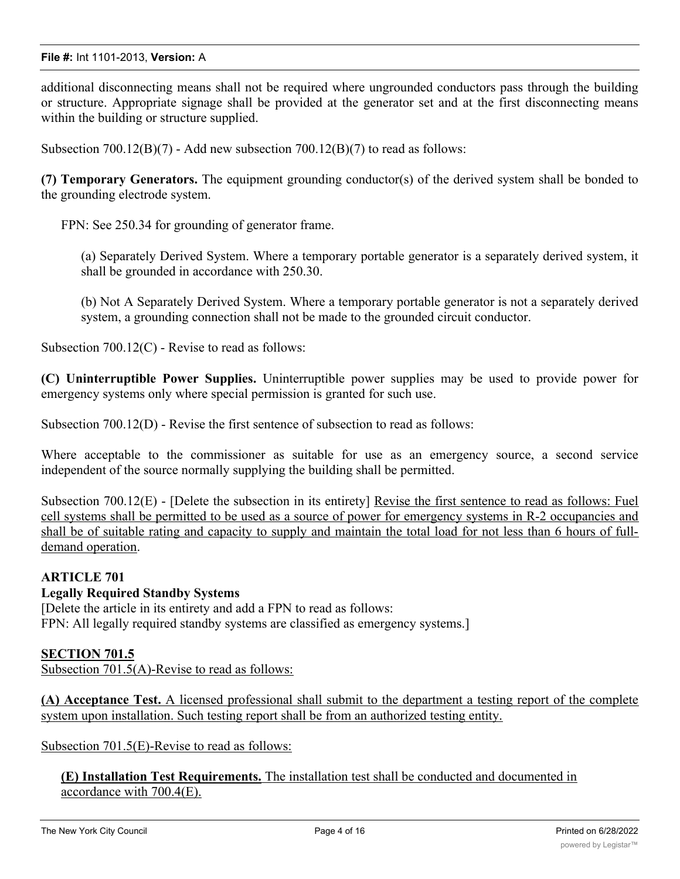additional disconnecting means shall not be required where ungrounded conductors pass through the building or structure. Appropriate signage shall be provided at the generator set and at the first disconnecting means within the building or structure supplied.

Subsection 700.12(B)(7) - Add new subsection 700.12(B)(7) to read as follows:

**(7) Temporary Generators.** The equipment grounding conductor(s) of the derived system shall be bonded to the grounding electrode system.

FPN: See 250.34 for grounding of generator frame.

(a) Separately Derived System. Where a temporary portable generator is a separately derived system, it shall be grounded in accordance with 250.30.

(b) Not A Separately Derived System. Where a temporary portable generator is not a separately derived system, a grounding connection shall not be made to the grounded circuit conductor.

Subsection 700.12(C) - Revise to read as follows:

**(C) Uninterruptible Power Supplies.** Uninterruptible power supplies may be used to provide power for emergency systems only where special permission is granted for such use.

Subsection 700.12(D) - Revise the first sentence of subsection to read as follows:

Where acceptable to the commissioner as suitable for use as an emergency source, a second service independent of the source normally supplying the building shall be permitted.

Subsection 700.12(E) - [Delete the subsection in its entirety] <u>Revise the first sentence to read as follows: Fuel cell systems shall be permitted to be used as a source of power for emergency systems in R-2 occupancies and shall be of suitable rating and capacity to supply and maintain the total load for not less than 6 hours of full-demand operation</u>.

**ARTICLE 701**

**Legally Required Standby Systems**

[Delete the article in its entirety and add a FPN to read as follows:
FPN: All legally required standby systems are classified as emergency systems.]

<u>**SECTION 701.5**</u>

<u>Subsection 701.5(A)-Revise to read as follows:</u>

<u>**(A) Acceptance Test.** A licensed professional shall submit to the department a testing report of the complete system upon installation. Such testing report shall be from an authorized testing entity.</u>

<u>Subsection 701.5(E)-Revise to read as follows:</u>

<u>**(E) Installation Test Requirements.** The installation test shall be conducted and documented in accordance with 700.4(E).</u>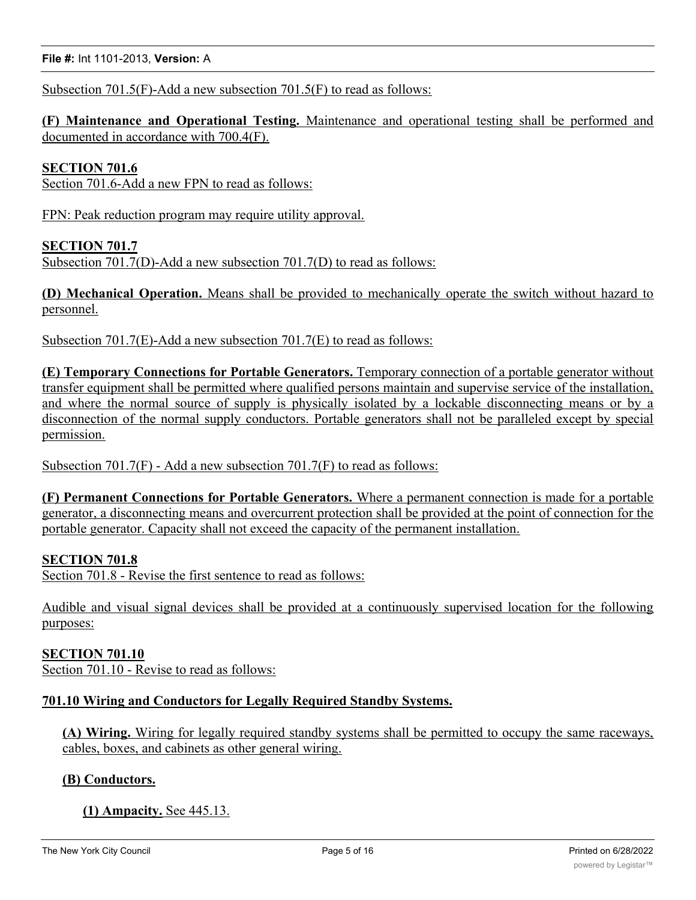Subsection 701.5(F)-Add a new subsection 701.5(F) to read as follows:

**(F) Maintenance and Operational Testing.** Maintenance and operational testing shall be performed and documented in accordance with 700.4(F).

**SECTION 701.6**

Section 701.6-Add a new FPN to read as follows:

FPN: Peak reduction program may require utility approval.

**SECTION 701.7**

Subsection 701.7(D)-Add a new subsection 701.7(D) to read as follows:

**(D) Mechanical Operation.** Means shall be provided to mechanically operate the switch without hazard to personnel.

Subsection 701.7(E)-Add a new subsection 701.7(E) to read as follows:

**(E) Temporary Connections for Portable Generators.** Temporary connection of a portable generator without transfer equipment shall be permitted where qualified persons maintain and supervise service of the installation, and where the normal source of supply is physically isolated by a lockable disconnecting means or by a disconnection of the normal supply conductors. Portable generators shall not be paralleled except by special permission.

Subsection 701.7(F) - Add a new subsection 701.7(F) to read as follows:

**(F) Permanent Connections for Portable Generators.** Where a permanent connection is made for a portable generator, a disconnecting means and overcurrent protection shall be provided at the point of connection for the portable generator. Capacity shall not exceed the capacity of the permanent installation.

**SECTION 701.8**

Section 701.8 - Revise the first sentence to read as follows:

Audible and visual signal devices shall be provided at a continuously supervised location for the following purposes:

**SECTION 701.10**

Section 701.10 - Revise to read as follows:

**701.10 Wiring and Conductors for Legally Required Standby Systems.**

**(A) Wiring.** Wiring for legally required standby systems shall be permitted to occupy the same raceways, cables, boxes, and cabinets as other general wiring.

**(B) Conductors.**

**(1) Ampacity.** See 445.13.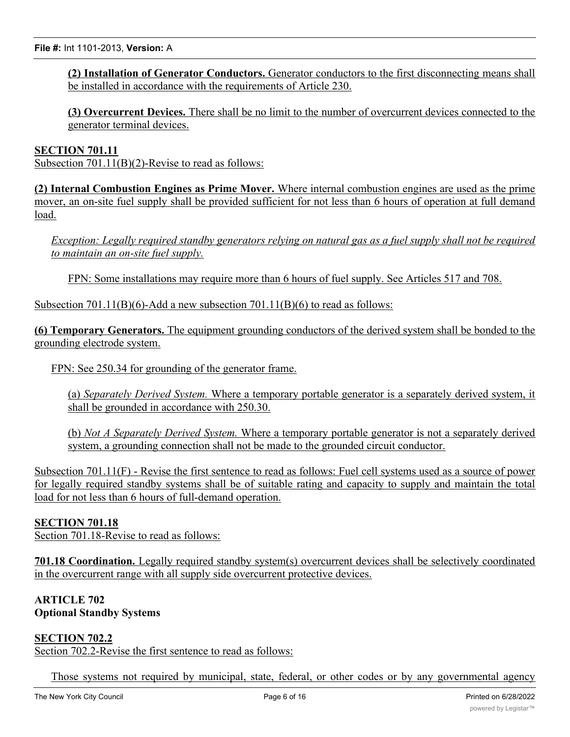**(2) Installation of Generator Conductors.** Generator conductors to the first disconnecting means shall be installed in accordance with the requirements of Article 230.

**(3) Overcurrent Devices.** There shall be no limit to the number of overcurrent devices connected to the generator terminal devices.

**SECTION 701.11**

Subsection 701.11(B)(2)-Revise to read as follows:

**(2) Internal Combustion Engines as Prime Mover.** Where internal combustion engines are used as the prime mover, an on-site fuel supply shall be provided sufficient for not less than 6 hours of operation at full demand load.

*Exception: Legally required standby generators relying on natural gas as a fuel supply shall not be required to maintain an on-site fuel supply.*

FPN: Some installations may require more than 6 hours of fuel supply. See Articles 517 and 708.

Subsection 701.11(B)(6)-Add a new subsection 701.11(B)(6) to read as follows:

**(6) Temporary Generators.** The equipment grounding conductors of the derived system shall be bonded to the grounding electrode system.

FPN: See 250.34 for grounding of the generator frame.

(a) *Separately Derived System.* Where a temporary portable generator is a separately derived system, it shall be grounded in accordance with 250.30.

(b) *Not A Separately Derived System.* Where a temporary portable generator is not a separately derived system, a grounding connection shall not be made to the grounded circuit conductor.

Subsection 701.11(F) - Revise the first sentence to read as follows: Fuel cell systems used as a source of power for legally required standby systems shall be of suitable rating and capacity to supply and maintain the total load for not less than 6 hours of full-demand operation.

**SECTION 701.18**

Section 701.18-Revise to read as follows:

**701.18 Coordination.** Legally required standby system(s) overcurrent devices shall be selectively coordinated in the overcurrent range with all supply side overcurrent protective devices.

## ARTICLE 702
## Optional Standby Systems

**SECTION 702.2**

Section 702.2-Revise the first sentence to read as follows:

Those systems not required by municipal, state, federal, or other codes or by any governmental agency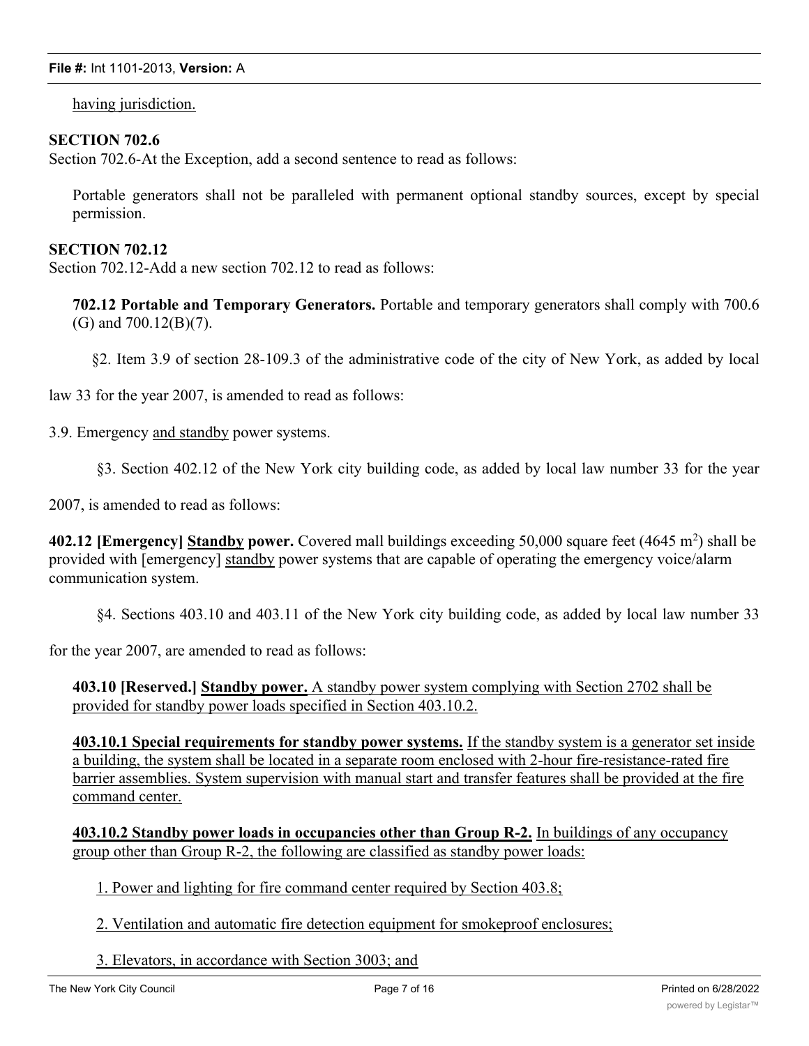having jurisdiction.

**SECTION 702.6**

Section 702.6-At the Exception, add a second sentence to read as follows:

Portable generators shall not be paralleled with permanent optional standby sources, except by special permission.

**SECTION 702.12**

Section 702.12-Add a new section 702.12 to read as follows:

**702.12 Portable and Temporary Generators.** Portable and temporary generators shall comply with 700.6 (G) and 700.12(B)(7).

§2. Item 3.9 of section 28-109.3 of the administrative code of the city of New York, as added by local law 33 for the year 2007, is amended to read as follows:

3.9. Emergency and standby power systems.

§3. Section 402.12 of the New York city building code, as added by local law number 33 for the year 2007, is amended to read as follows:

**402.12 [Emergency] Standby power.** Covered mall buildings exceeding 50,000 square feet (4645 $m^2$) shall be provided with [emergency] standby power systems that are capable of operating the emergency voice/alarm communication system.

§4. Sections 403.10 and 403.11 of the New York city building code, as added by local law number 33 for the year 2007, are amended to read as follows:

**403.10 [Reserved.] Standby power.** A standby power system complying with Section 2702 shall be provided for standby power loads specified in Section 403.10.2.

**403.10.1 Special requirements for standby power systems.** If the standby system is a generator set inside a building, the system shall be located in a separate room enclosed with 2-hour fire-resistance-rated fire barrier assemblies. System supervision with manual start and transfer features shall be provided at the fire command center.

**403.10.2 Standby power loads in occupancies other than Group R-2.** In buildings of any occupancy group other than Group R-2, the following are classified as standby power loads:

1. Power and lighting for fire command center required by Section 403.8;

2. Ventilation and automatic fire detection equipment for smokeproof enclosures;

3. Elevators, in accordance with Section 3003; and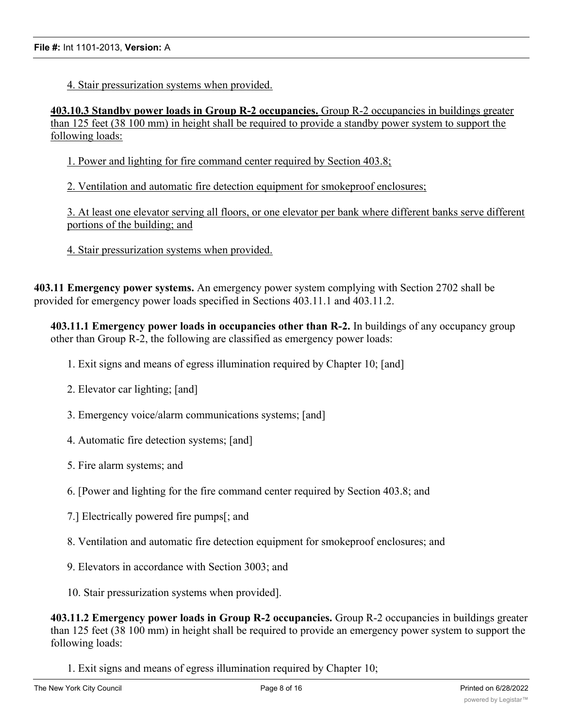4. Stair pressurization systems when provided.

**403.10.3 Standby power loads in Group R-2 occupancies.** Group R-2 occupancies in buildings greater than 125 feet (38 100 mm) in height shall be required to provide a standby power system to support the following loads:

1. Power and lighting for fire command center required by Section 403.8;

2. Ventilation and automatic fire detection equipment for smokeproof enclosures;

3. At least one elevator serving all floors, or one elevator per bank where different banks serve different portions of the building; and

4. Stair pressurization systems when provided.

**403.11 Emergency power systems.** An emergency power system complying with Section 2702 shall be provided for emergency power loads specified in Sections 403.11.1 and 403.11.2.

**403.11.1 Emergency power loads in occupancies other than R-2.** In buildings of any occupancy group other than Group R-2, the following are classified as emergency power loads:

1. Exit signs and means of egress illumination required by Chapter 10; [and]

2. Elevator car lighting; [and]

3. Emergency voice/alarm communications systems; [and]

4. Automatic fire detection systems; [and]

5. Fire alarm systems; and

6. [Power and lighting for the fire command center required by Section 403.8; and

7.] Electrically powered fire pumps[; and

8. Ventilation and automatic fire detection equipment for smokeproof enclosures; and

9. Elevators in accordance with Section 3003; and

10. Stair pressurization systems when provided].

**403.11.2 Emergency power loads in Group R-2 occupancies.** Group R-2 occupancies in buildings greater than 125 feet (38 100 mm) in height shall be required to provide an emergency power system to support the following loads:

1. Exit signs and means of egress illumination required by Chapter 10;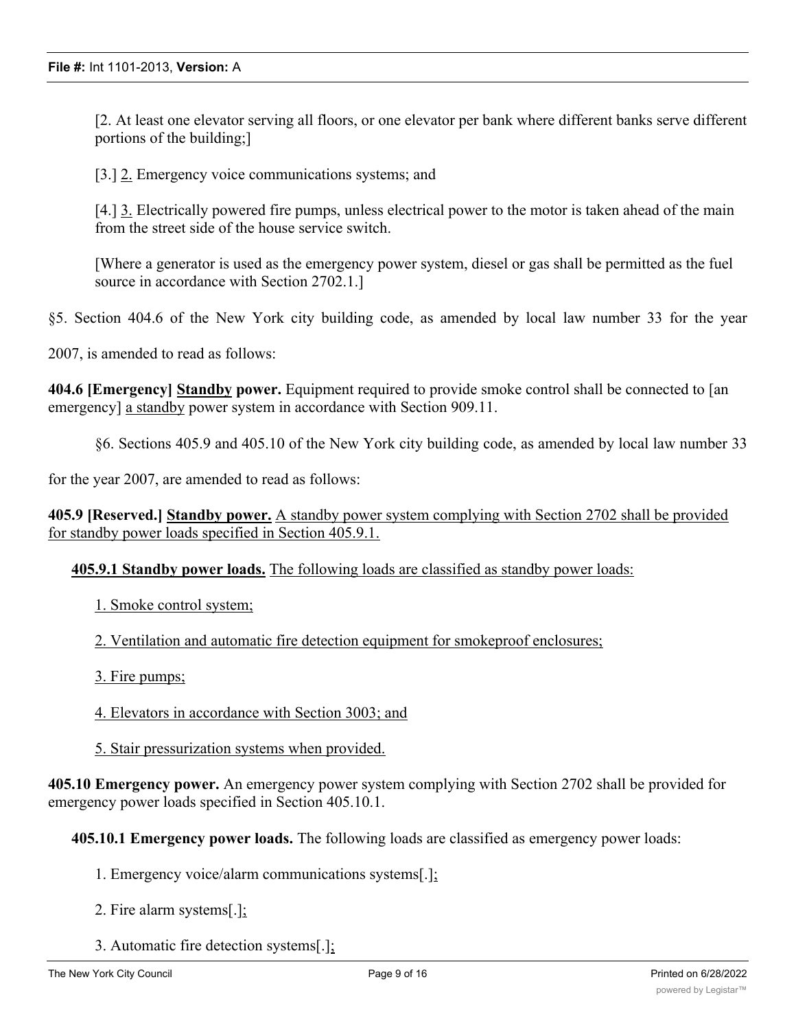[2. At least one elevator serving all floors, or one elevator per bank where different banks serve different portions of the building;]

[3.] 2. Emergency voice communications systems; and

[4.] 3. Electrically powered fire pumps, unless electrical power to the motor is taken ahead of the main from the street side of the house service switch.

[Where a generator is used as the emergency power system, diesel or gas shall be permitted as the fuel source in accordance with Section 2702.1.]

§5. Section 404.6 of the New York city building code, as amended by local law number 33 for the year 2007, is amended to read as follows:

**404.6 [Emergency] Standby power.** Equipment required to provide smoke control shall be connected to [an emergency] a standby power system in accordance with Section 909.11.

§6. Sections 405.9 and 405.10 of the New York city building code, as amended by local law number 33 for the year 2007, are amended to read as follows:

**405.9 [Reserved.] Standby power.** A standby power system complying with Section 2702 shall be provided for standby power loads specified in Section 405.9.1.

**405.9.1 Standby power loads.** The following loads are classified as standby power loads:

1. Smoke control system;

2. Ventilation and automatic fire detection equipment for smokeproof enclosures;

3. Fire pumps;

4. Elevators in accordance with Section 3003; and

5. Stair pressurization systems when provided.

**405.10 Emergency power.** An emergency power system complying with Section 2702 shall be provided for emergency power loads specified in Section 405.10.1.

**405.10.1 Emergency power loads.** The following loads are classified as emergency power loads:

1. Emergency voice/alarm communications systems[.];

2. Fire alarm systems[.];

3. Automatic fire detection systems[.];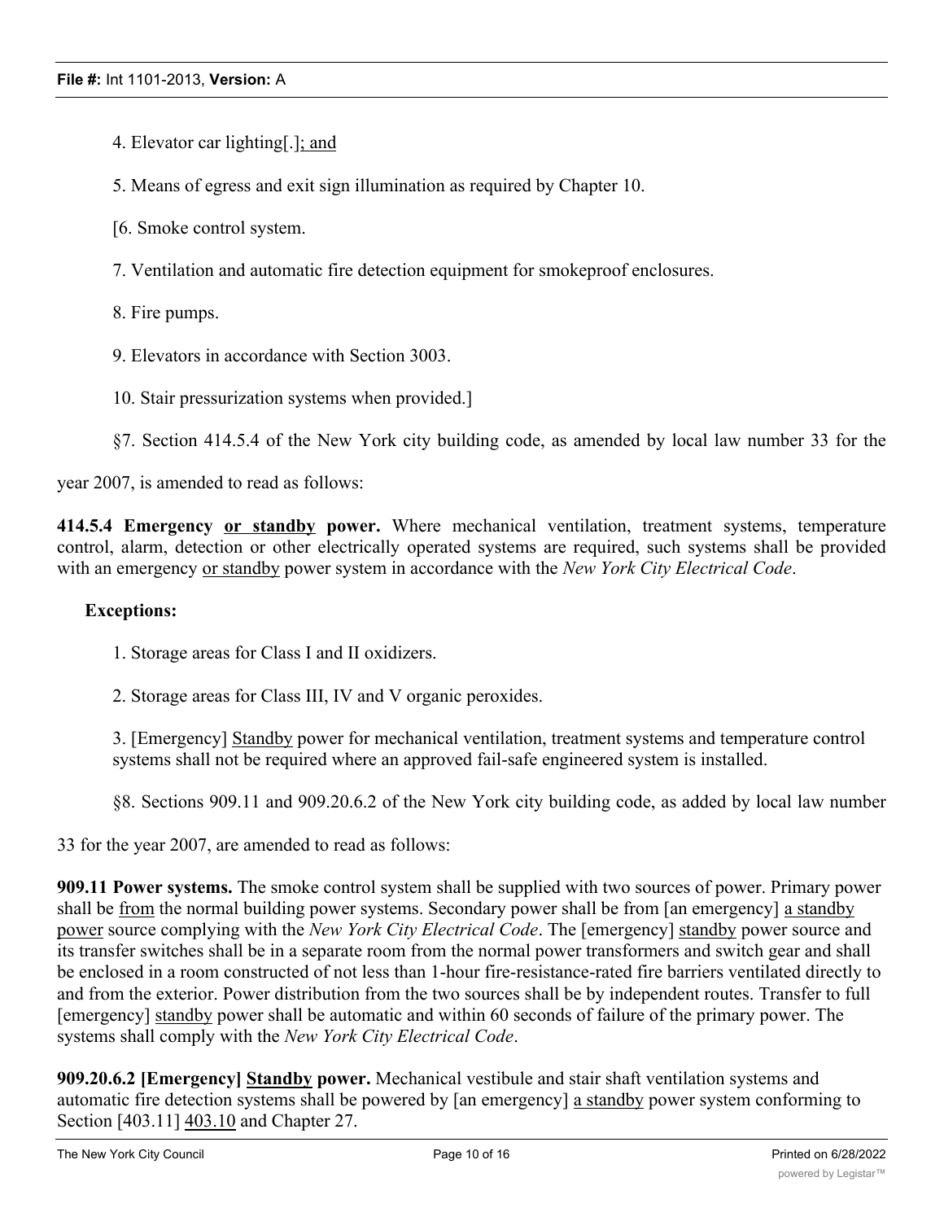4. Elevator car lighting[.]; and

5. Means of egress and exit sign illumination as required by Chapter 10.

[6. Smoke control system.

7. Ventilation and automatic fire detection equipment for smokeproof enclosures.

8. Fire pumps.

9. Elevators in accordance with Section 3003.

10. Stair pressurization systems when provided.]

§7. Section 414.5.4 of the New York city building code, as amended by local law number 33 for the year 2007, is amended to read as follows:

**414.5.4 Emergency or standby power.** Where mechanical ventilation, treatment systems, temperature control, alarm, detection or other electrically operated systems are required, such systems shall be provided with an emergency or standby power system in accordance with the *New York City Electrical Code*.

**Exceptions:**

1. Storage areas for Class I and II oxidizers.

2. Storage areas for Class III, IV and V organic peroxides.

3. [Emergency] Standby power for mechanical ventilation, treatment systems and temperature control systems shall not be required where an approved fail-safe engineered system is installed.

§8. Sections 909.11 and 909.20.6.2 of the New York city building code, as added by local law number 33 for the year 2007, are amended to read as follows:

**909.11 Power systems.** The smoke control system shall be supplied with two sources of power. Primary power shall be from the normal building power systems. Secondary power shall be from [an emergency] a standby power source complying with the *New York City Electrical Code*. The [emergency] standby power source and its transfer switches shall be in a separate room from the normal power transformers and switch gear and shall be enclosed in a room constructed of not less than 1-hour fire-resistance-rated fire barriers ventilated directly to and from the exterior. Power distribution from the two sources shall be by independent routes. Transfer to full [emergency] standby power shall be automatic and within 60 seconds of failure of the primary power. The systems shall comply with the *New York City Electrical Code*.

**909.20.6.2 [Emergency] Standby power.** Mechanical vestibule and stair shaft ventilation systems and automatic fire detection systems shall be powered by [an emergency] a standby power system conforming to Section [403.11] 403.10 and Chapter 27.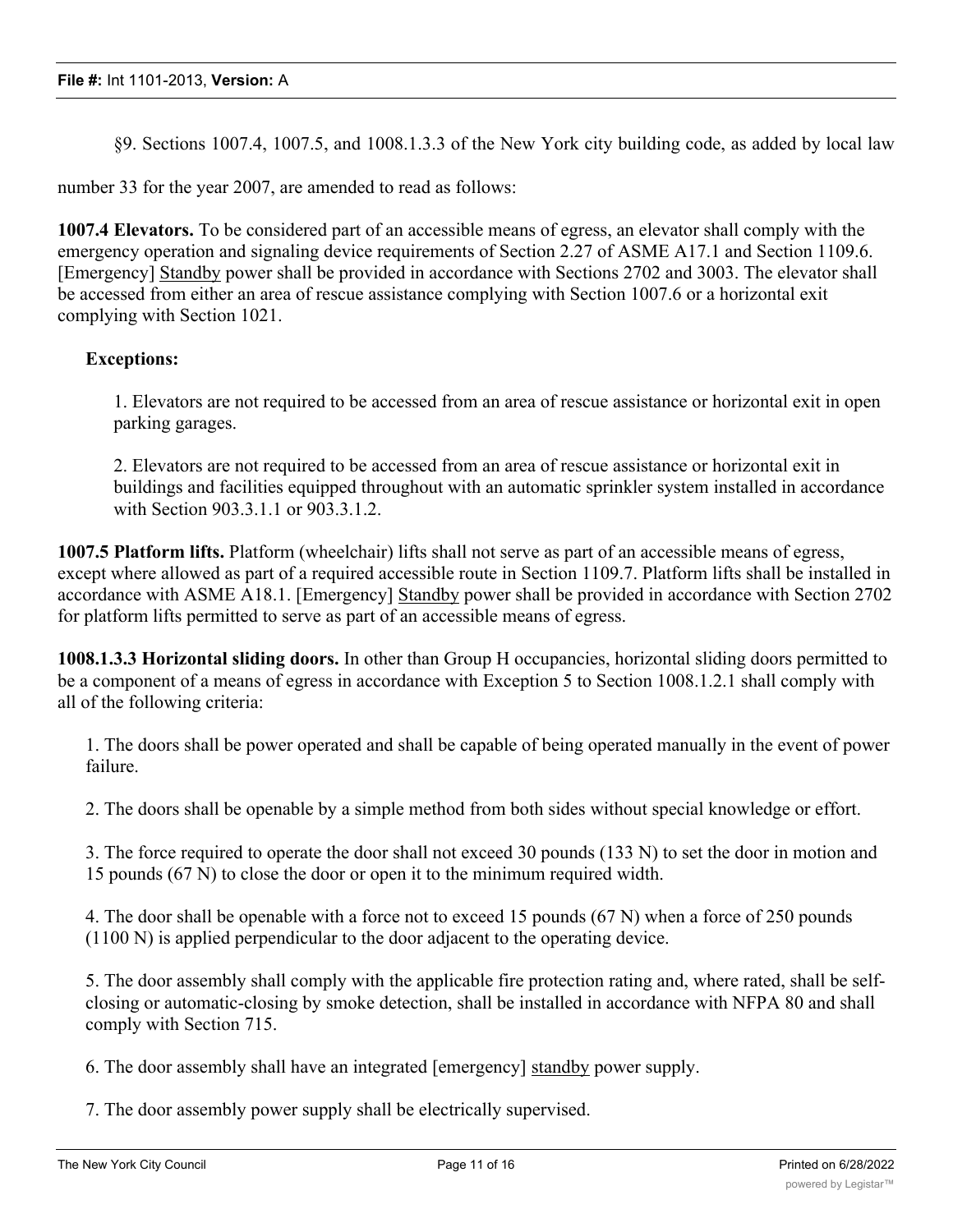§9. Sections 1007.4, 1007.5, and 1008.1.3.3 of the New York city building code, as added by local law number 33 for the year 2007, are amended to read as follows:

**1007.4 Elevators.** To be considered part of an accessible means of egress, an elevator shall comply with the emergency operation and signaling device requirements of Section 2.27 of ASME A17.1 and Section 1109.6. [Emergency] <u>Standby</u> power shall be provided in accordance with Sections 2702 and 3003. The elevator shall be accessed from either an area of rescue assistance complying with Section 1007.6 or a horizontal exit complying with Section 1021.

**Exceptions:**

1. Elevators are not required to be accessed from an area of rescue assistance or horizontal exit in open parking garages.

2. Elevators are not required to be accessed from an area of rescue assistance or horizontal exit in buildings and facilities equipped throughout with an automatic sprinkler system installed in accordance with Section 903.3.1.1 or 903.3.1.2.

**1007.5 Platform lifts.** Platform (wheelchair) lifts shall not serve as part of an accessible means of egress, except where allowed as part of a required accessible route in Section 1109.7. Platform lifts shall be installed in accordance with ASME A18.1. [Emergency] <u>Standby</u> power shall be provided in accordance with Section 2702 for platform lifts permitted to serve as part of an accessible means of egress.

**1008.1.3.3 Horizontal sliding doors.** In other than Group H occupancies, horizontal sliding doors permitted to be a component of a means of egress in accordance with Exception 5 to Section 1008.1.2.1 shall comply with all of the following criteria:

1. The doors shall be power operated and shall be capable of being operated manually in the event of power failure.

2. The doors shall be openable by a simple method from both sides without special knowledge or effort.

3. The force required to operate the door shall not exceed 30 pounds (133 N) to set the door in motion and 15 pounds (67 N) to close the door or open it to the minimum required width.

4. The door shall be openable with a force not to exceed 15 pounds (67 N) when a force of 250 pounds (1100 N) is applied perpendicular to the door adjacent to the operating device.

5. The door assembly shall comply with the applicable fire protection rating and, where rated, shall be self-closing or automatic-closing by smoke detection, shall be installed in accordance with NFPA 80 and shall comply with Section 715.

6. The door assembly shall have an integrated [emergency] <u>standby</u> power supply.

7. The door assembly power supply shall be electrically supervised.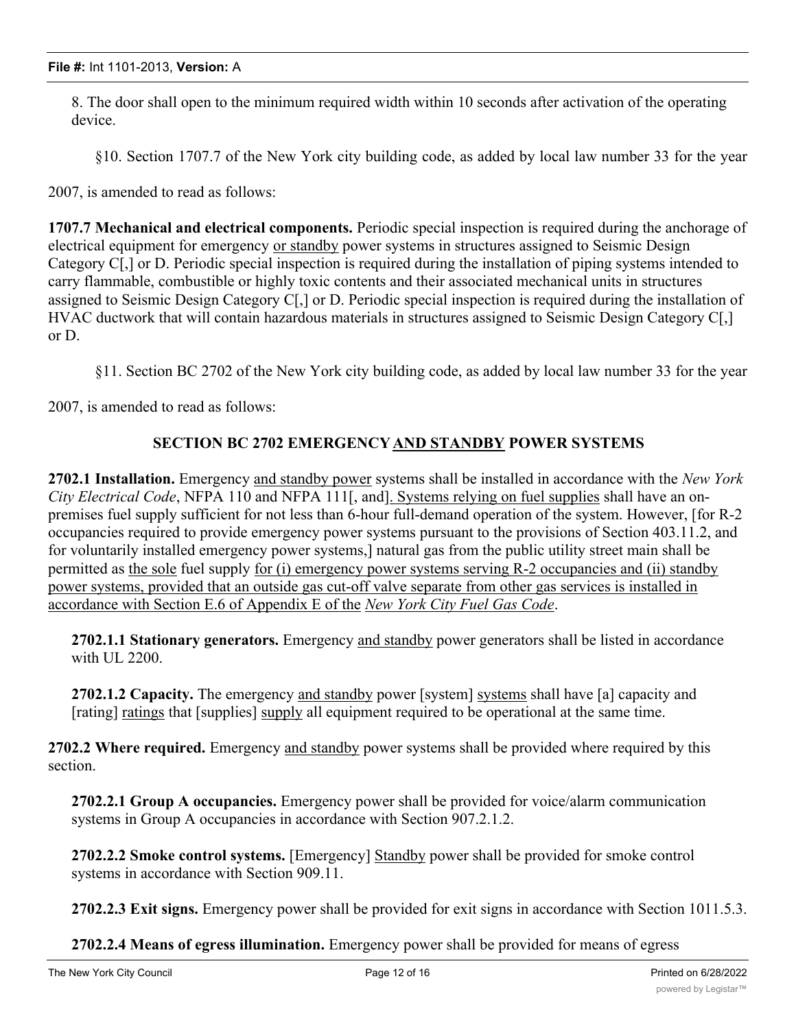8. The door shall open to the minimum required width within 10 seconds after activation of the operating device.

§10. Section 1707.7 of the New York city building code, as added by local law number 33 for the year 2007, is amended to read as follows:

**1707.7 Mechanical and electrical components.** Periodic special inspection is required during the anchorage of electrical equipment for emergency or standby power systems in structures assigned to Seismic Design Category C[,] or D. Periodic special inspection is required during the installation of piping systems intended to carry flammable, combustible or highly toxic contents and their associated mechanical units in structures assigned to Seismic Design Category C[,] or D. Periodic special inspection is required during the installation of HVAC ductwork that will contain hazardous materials in structures assigned to Seismic Design Category C[,] or D.

§11. Section BC 2702 of the New York city building code, as added by local law number 33 for the year 2007, is amended to read as follows:

**SECTION BC 2702 EMERGENCY AND STANDBY POWER SYSTEMS**

**2702.1 Installation.** Emergency and standby power systems shall be installed in accordance with the *New York City Electrical Code*, NFPA 110 and NFPA 111[, and]. Systems relying on fuel supplies shall have an on-premises fuel supply sufficient for not less than 6-hour full-demand operation of the system. However, [for R-2 occupancies required to provide emergency power systems pursuant to the provisions of Section 403.11.2, and for voluntarily installed emergency power systems,] natural gas from the public utility street main shall be permitted as the sole fuel supply for (i) emergency power systems serving R-2 occupancies and (ii) standby power systems, provided that an outside gas cut-off valve separate from other gas services is installed in accordance with Section E.6 of Appendix E of the *New York City Fuel Gas Code*.

**2702.1.1 Stationary generators.** Emergency and standby power generators shall be listed in accordance with UL 2200.

**2702.1.2 Capacity.** The emergency and standby power [system] systems shall have [a] capacity and [rating] ratings that [supplies] supply all equipment required to be operational at the same time.

**2702.2 Where required.** Emergency and standby power systems shall be provided where required by this section.

**2702.2.1 Group A occupancies.** Emergency power shall be provided for voice/alarm communication systems in Group A occupancies in accordance with Section 907.2.1.2.

**2702.2.2 Smoke control systems.** [Emergency] Standby power shall be provided for smoke control systems in accordance with Section 909.11.

**2702.2.3 Exit signs.** Emergency power shall be provided for exit signs in accordance with Section 1011.5.3.

**2702.2.4 Means of egress illumination.** Emergency power shall be provided for means of egress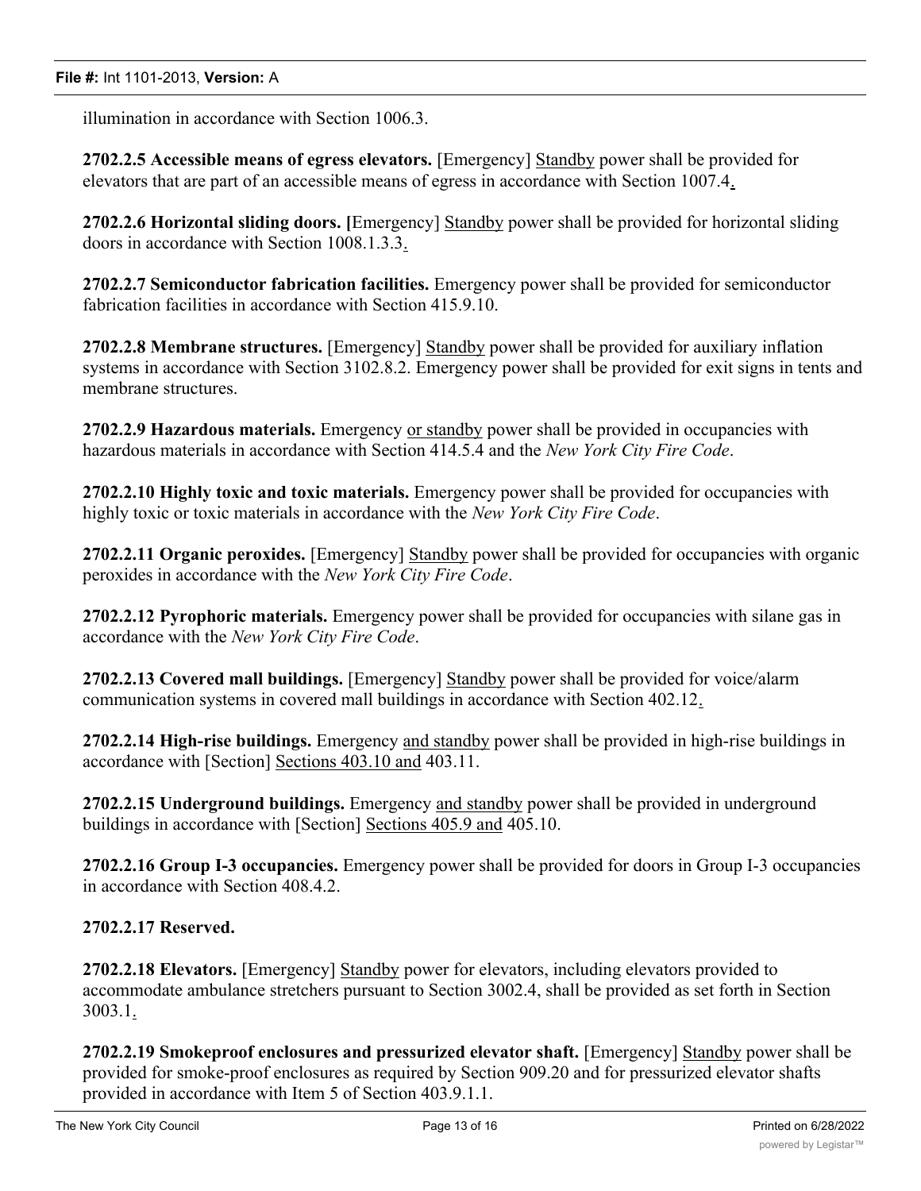illumination in accordance with Section 1006.3.

**2702.2.5 Accessible means of egress elevators.** [Emergency] Standby power shall be provided for elevators that are part of an accessible means of egress in accordance with Section 1007.4.

**2702.2.6 Horizontal sliding doors. [**Emergency] Standby power shall be provided for horizontal sliding doors in accordance with Section 1008.1.3.3.

**2702.2.7 Semiconductor fabrication facilities.** Emergency power shall be provided for semiconductor fabrication facilities in accordance with Section 415.9.10.

**2702.2.8 Membrane structures.** [Emergency] Standby power shall be provided for auxiliary inflation systems in accordance with Section 3102.8.2. Emergency power shall be provided for exit signs in tents and membrane structures.

**2702.2.9 Hazardous materials.** Emergency or standby power shall be provided in occupancies with hazardous materials in accordance with Section 414.5.4 and the *New York City Fire Code*.

**2702.2.10 Highly toxic and toxic materials.** Emergency power shall be provided for occupancies with highly toxic or toxic materials in accordance with the *New York City Fire Code*.

**2702.2.11 Organic peroxides.** [Emergency] Standby power shall be provided for occupancies with organic peroxides in accordance with the *New York City Fire Code*.

**2702.2.12 Pyrophoric materials.** Emergency power shall be provided for occupancies with silane gas in accordance with the *New York City Fire Code*.

**2702.2.13 Covered mall buildings.** [Emergency] Standby power shall be provided for voice/alarm communication systems in covered mall buildings in accordance with Section 402.12.

**2702.2.14 High-rise buildings.** Emergency and standby power shall be provided in high-rise buildings in accordance with [Section] Sections 403.10 and 403.11.

**2702.2.15 Underground buildings.** Emergency and standby power shall be provided in underground buildings in accordance with [Section] Sections 405.9 and 405.10.

**2702.2.16 Group I-3 occupancies.** Emergency power shall be provided for doors in Group I-3 occupancies in accordance with Section 408.4.2.

**2702.2.17 Reserved.**

**2702.2.18 Elevators.** [Emergency] Standby power for elevators, including elevators provided to accommodate ambulance stretchers pursuant to Section 3002.4, shall be provided as set forth in Section 3003.1.

**2702.2.19 Smokeproof enclosures and pressurized elevator shaft.** [Emergency] Standby power shall be provided for smoke-proof enclosures as required by Section 909.20 and for pressurized elevator shafts provided in accordance with Item 5 of Section 403.9.1.1.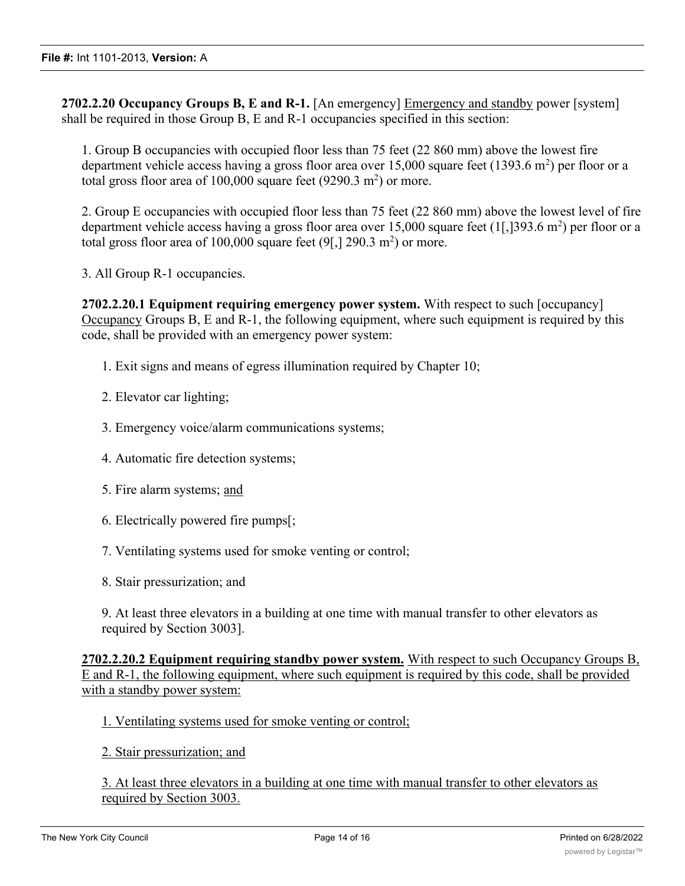**2702.2.20 Occupancy Groups B, E and R-1.** [An emergency] Emergency and standby power [system] shall be required in those Group B, E and R-1 occupancies specified in this section:

1. Group B occupancies with occupied floor less than 75 feet (22 860 mm) above the lowest fire department vehicle access having a gross floor area over 15,000 square feet (1393.6 $m^2$) per floor or a total gross floor area of 100,000 square feet (9290.3 $m^2$) or more.

2. Group E occupancies with occupied floor less than 75 feet (22 860 mm) above the lowest level of fire department vehicle access having a gross floor area over 15,000 square feet (1[,]393.6 $m^2$) per floor or a total gross floor area of 100,000 square feet (9[,] 290.3 $m^2$) or more.

3. All Group R-1 occupancies.

**2702.2.20.1 Equipment requiring emergency power system.** With respect to such [occupancy] Occupancy Groups B, E and R-1, the following equipment, where such equipment is required by this code, shall be provided with an emergency power system:

1. Exit signs and means of egress illumination required by Chapter 10;

2. Elevator car lighting;

3. Emergency voice/alarm communications systems;

4. Automatic fire detection systems;

5. Fire alarm systems; and

6. Electrically powered fire pumps[;

7. Ventilating systems used for smoke venting or control;

8. Stair pressurization; and

9. At least three elevators in a building at one time with manual transfer to other elevators as required by Section 3003].

**2702.2.20.2 Equipment requiring standby power system.** With respect to such Occupancy Groups B, E and R-1, the following equipment, where such equipment is required by this code, shall be provided with a standby power system:

1. Ventilating systems used for smoke venting or control;

2. Stair pressurization; and

3. At least three elevators in a building at one time with manual transfer to other elevators as required by Section 3003.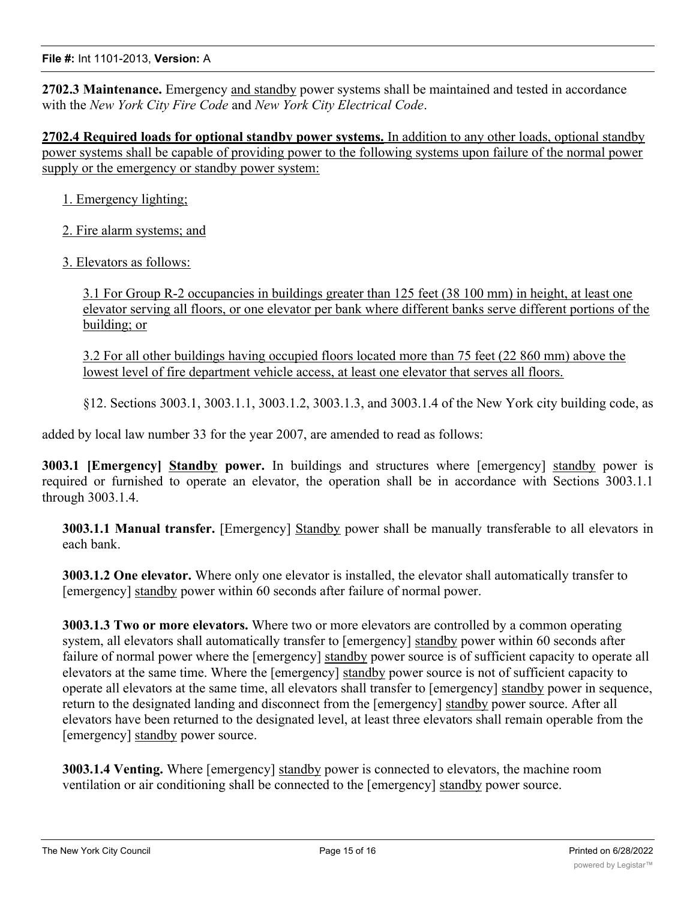**2702.3 Maintenance.** Emergency <u>and standby</u> power systems shall be maintained and tested in accordance with the *New York City Fire Code* and *New York City Electrical Code*.

<u>**2702.4 Required loads for optional standby power systems.** In addition to any other loads, optional standby power systems shall be capable of providing power to the following systems upon failure of the normal power supply or the emergency or standby power system:</u>

<u>1. Emergency lighting;</u>

<u>2. Fire alarm systems; and</u>

<u>3. Elevators as follows:</u>

<u>3.1 For Group R-2 occupancies in buildings greater than 125 feet (38 100 mm) in height, at least one elevator serving all floors, or one elevator per bank where different banks serve different portions of the building; or</u>

<u>3.2 For all other buildings having occupied floors located more than 75 feet (22 860 mm) above the lowest level of fire department vehicle access, at least one elevator that serves all floors.</u>

§12. Sections 3003.1, 3003.1.1, 3003.1.2, 3003.1.3, and 3003.1.4 of the New York city building code, as added by local law number 33 for the year 2007, are amended to read as follows:

**3003.1 [Emergency] <u>Standby</u> power.** In buildings and structures where [emergency] <u>standby</u> power is required or furnished to operate an elevator, the operation shall be in accordance with Sections 3003.1.1 through 3003.1.4.

**3003.1.1 Manual transfer.** [Emergency] <u>Standby</u> power shall be manually transferable to all elevators in each bank.

**3003.1.2 One elevator.** Where only one elevator is installed, the elevator shall automatically transfer to [emergency] <u>standby</u> power within 60 seconds after failure of normal power.

**3003.1.3 Two or more elevators.** Where two or more elevators are controlled by a common operating system, all elevators shall automatically transfer to [emergency] <u>standby</u> power within 60 seconds after failure of normal power where the [emergency] <u>standby</u> power source is of sufficient capacity to operate all elevators at the same time. Where the [emergency] <u>standby</u> power source is not of sufficient capacity to operate all elevators at the same time, all elevators shall transfer to [emergency] <u>standby</u> power in sequence, return to the designated landing and disconnect from the [emergency] <u>standby</u> power source. After all elevators have been returned to the designated level, at least three elevators shall remain operable from the [emergency] <u>standby</u> power source.

**3003.1.4 Venting.** Where [emergency] <u>standby</u> power is connected to elevators, the machine room ventilation or air conditioning shall be connected to the [emergency] <u>standby</u> power source.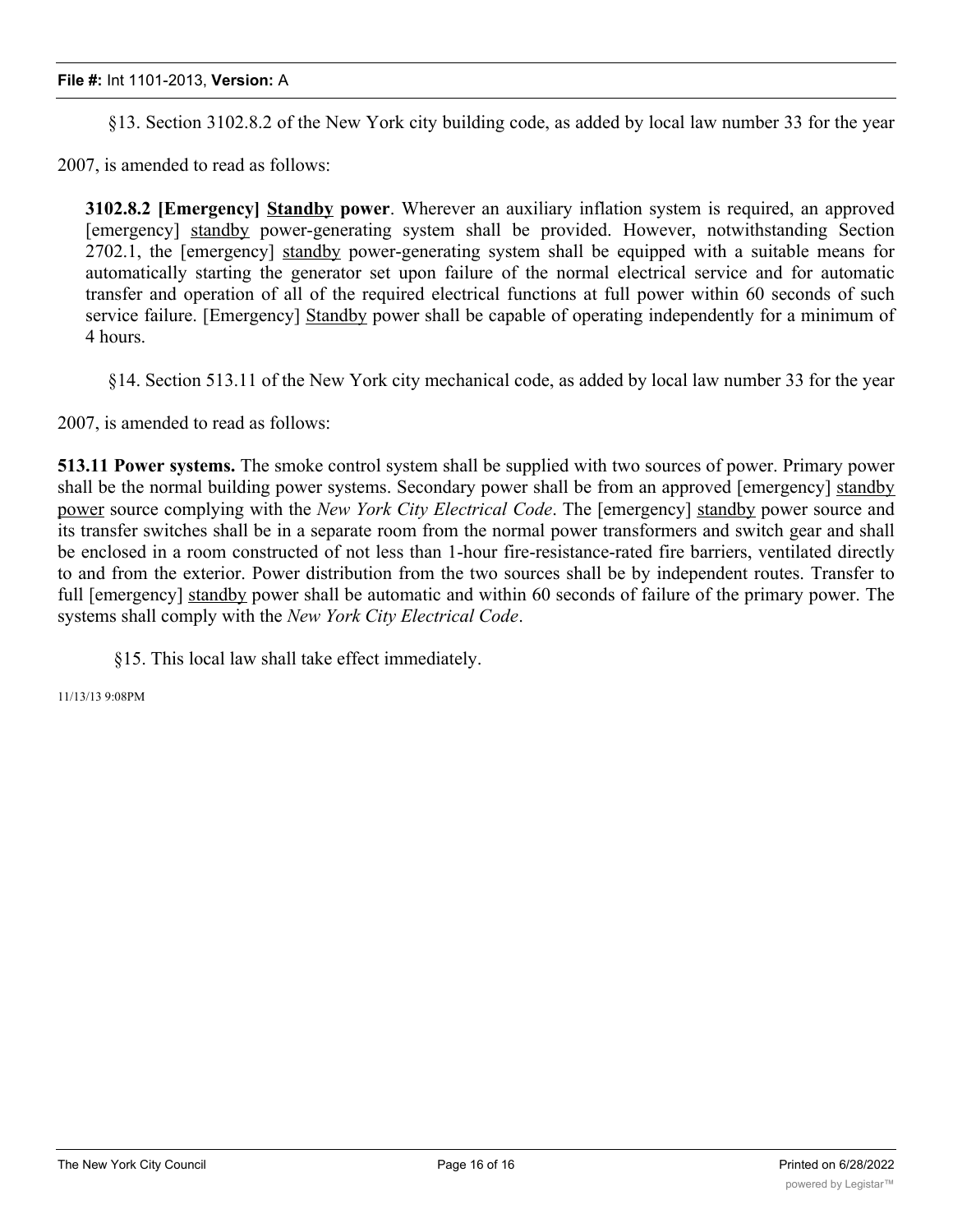§13. Section 3102.8.2 of the New York city building code, as added by local law number 33 for the year 2007, is amended to read as follows:

**3102.8.2 [Emergency] Standby power**. Wherever an auxiliary inflation system is required, an approved [emergency] standby power-generating system shall be provided. However, notwithstanding Section 2702.1, the [emergency] standby power-generating system shall be equipped with a suitable means for automatically starting the generator set upon failure of the normal electrical service and for automatic transfer and operation of all of the required electrical functions at full power within 60 seconds of such service failure. [Emergency] Standby power shall be capable of operating independently for a minimum of 4 hours.

§14. Section 513.11 of the New York city mechanical code, as added by local law number 33 for the year 2007, is amended to read as follows:

**513.11 Power systems.** The smoke control system shall be supplied with two sources of power. Primary power shall be the normal building power systems. Secondary power shall be from an approved [emergency] standby power source complying with the *New York City Electrical Code*. The [emergency] standby power source and its transfer switches shall be in a separate room from the normal power transformers and switch gear and shall be enclosed in a room constructed of not less than 1-hour fire-resistance-rated fire barriers, ventilated directly to and from the exterior. Power distribution from the two sources shall be by independent routes. Transfer to full [emergency] standby power shall be automatic and within 60 seconds of failure of the primary power. The systems shall comply with the *New York City Electrical Code*.

§15. This local law shall take effect immediately.

11/13/13 9:08PM